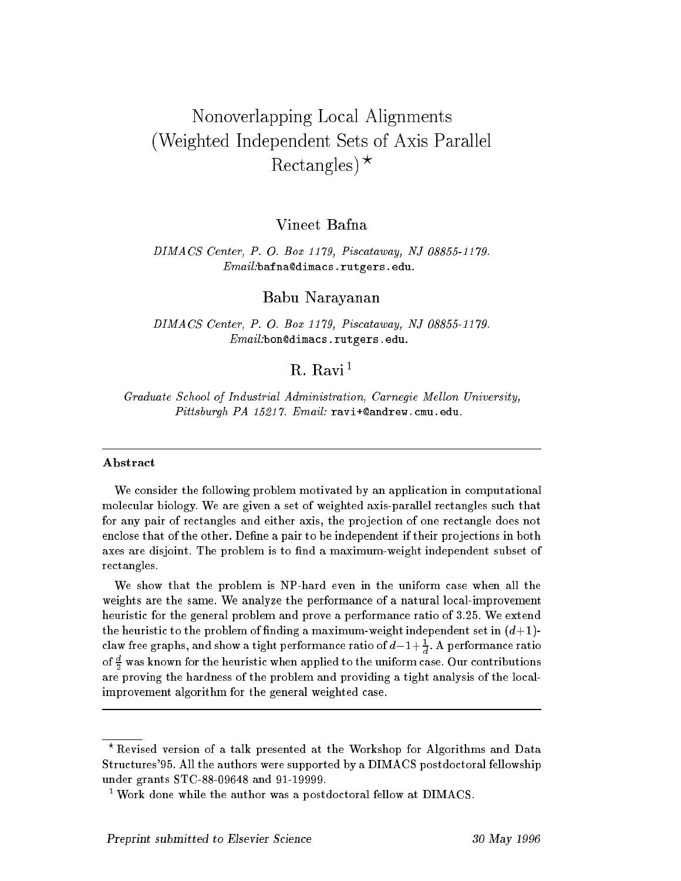# Nonoverlapping Local Alignments (Weighted Independent Sets of Axis Parallel Rectangles) ⋆

## Vineet Bafna

*DIMACS Center, P. O. Box 1179, Piscataway, NJ 08855-1179.*
*Email:*bafna@dimacs.rutgers.edu*.*

## Babu Narayanan

*DIMACS Center, P. O. Box 1179, Piscataway, NJ 08855-1179.*
*Email:*bon@dimacs.rutgers.edu*.*

## R. Ravi [1]

*Graduate School of Industrial Administration, Carnegie Mellon University, Pittsburgh PA 15217. Email:* ravi+@andrew.cmu.edu.

---

**Abstract**

We consider the following problem motivated by an application in computational molecular biology. We are given a set of weighted axis-parallel rectangles such that for any pair of rectangles and either axis, the projection of one rectangle does not enclose that of the other. Define a pair to be independent if their projections in both axes are disjoint. The problem is to find a maximum-weight independent subset of rectangles.

We show that the problem is NP-hard even in the uniform case when all the weights are the same. We analyze the performance of a natural local-improvement heuristic for the general problem and prove a performance ratio of 3.25. We extend the heuristic to the problem of finding a maximum-weight independent set in $(d+1)$-claw free graphs, and show a tight performance ratio of $d-1+\frac{1}{d}$. A performance ratio of $\frac{d}{2}$ was known for the heuristic when applied to the uniform case. Our contributions are proving the hardness of the problem and providing a tight analysis of the local-improvement algorithm for the general weighted case.

---

⋆ Revised version of a talk presented at the Workshop for Algorithms and Data Structures'95. All the authors were supported by a DIMACS postdoctoral fellowship under grants STC-88-09648 and 91-19999.

[1] Work done while the author was a postdoctoral fellow at DIMACS.

*Preprint submitted to Elsevier Science* 30 May 1996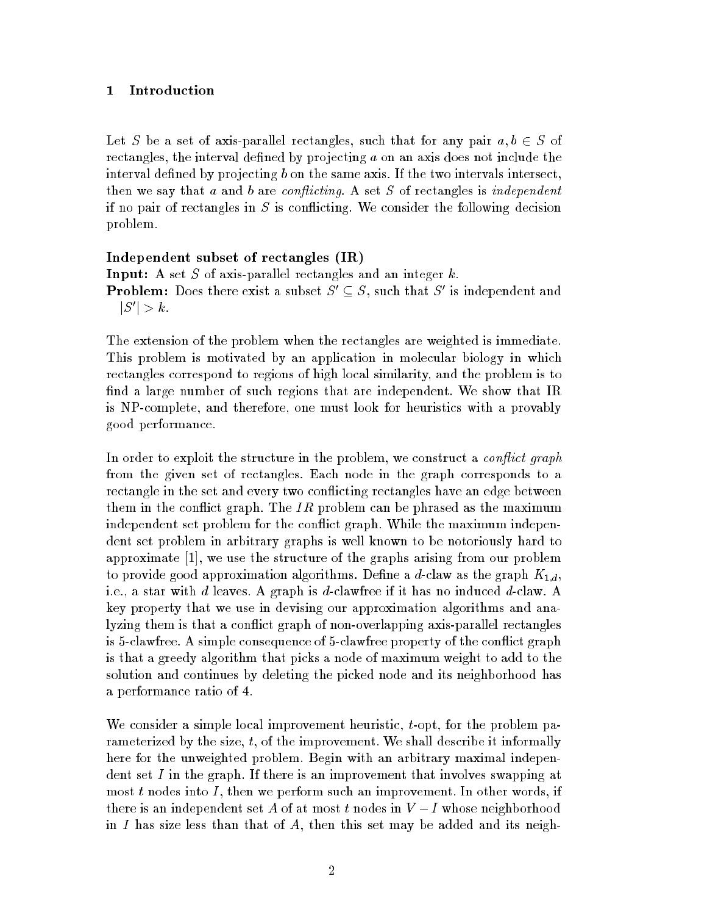## 1 Introduction

Let $S$ be a set of axis-parallel rectangles, such that for any pair $a, b \in S$ of rectangles, the interval defined by projecting $a$ on an axis does not include the interval defined by projecting $b$ on the same axis. If the two intervals intersect, then we say that $a$ and $b$ are *conflicting*. A set $S$ of rectangles is *independent* if no pair of rectangles in $S$ is conflicting. We consider the following decision problem.

**Independent subset of rectangles (IR)**
**Input:** A set $S$ of axis-parallel rectangles and an integer $k$.
**Problem:** Does there exist a subset $S' \subseteq S$, such that $S'$ is independent and $|S'| > k$.

The extension of the problem when the rectangles are weighted is immediate. This problem is motivated by an application in molecular biology in which rectangles correspond to regions of high local similarity, and the problem is to find a large number of such regions that are independent. We show that IR is NP-complete, and therefore, one must look for heuristics with a provably good performance.

In order to exploit the structure in the problem, we construct a *conflict graph* from the given set of rectangles. Each node in the graph corresponds to a rectangle in the set and every two conflicting rectangles have an edge between them in the conflict graph. The $IR$ problem can be phrased as the maximum independent set problem for the conflict graph. While the maximum independent set problem in arbitrary graphs is well known to be notoriously hard to approximate [1], we use the structure of the graphs arising from our problem to provide good approximation algorithms. Define a $d$-claw as the graph $K_{1,d}$, i.e., a star with $d$ leaves. A graph is $d$-clawfree if it has no induced $d$-claw. A key property that we use in devising our approximation algorithms and analyzing them is that a conflict graph of non-overlapping axis-parallel rectangles is 5-clawfree. A simple consequence of 5-clawfree property of the conflict graph is that a greedy algorithm that picks a node of maximum weight to add to the solution and continues by deleting the picked node and its neighborhood has a performance ratio of 4.

We consider a simple local improvement heuristic, $t$-opt, for the problem parameterized by the size, $t$, of the improvement. We shall describe it informally here for the unweighted problem. Begin with an arbitrary maximal independent set $I$ in the graph. If there is an improvement that involves swapping at most $t$ nodes into $I$, then we perform such an improvement. In other words, if there is an independent set $A$ of at most $t$ nodes in $V - I$ whose neighborhood in $I$ has size less than that of $A$, then this set may be added and its neigh-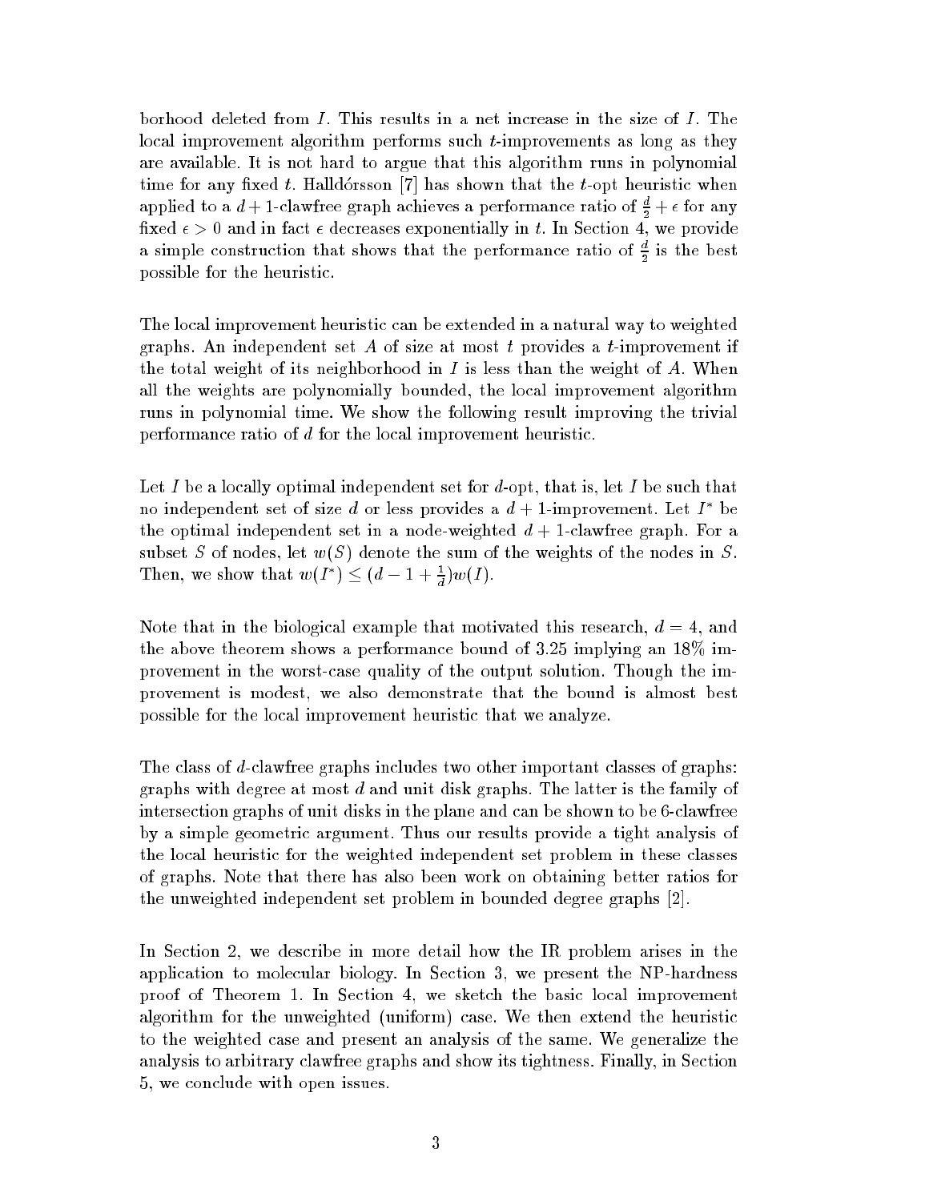borhood deleted from $I$. This results in a net increase in the size of $I$. The local improvement algorithm performs such $t$-improvements as long as they are available. It is not hard to argue that this algorithm runs in polynomial time for any fixed $t$. Halldórsson [7] has shown that the $t$-opt heuristic when applied to a $d+1$-clawfree graph achieves a performance ratio of $\frac{d}{2}+\epsilon$ for any fixed $\epsilon > 0$ and in fact $\epsilon$ decreases exponentially in $t$. In Section 4, we provide a simple construction that shows that the performance ratio of $\frac{d}{2}$ is the best possible for the heuristic.

The local improvement heuristic can be extended in a natural way to weighted graphs. An independent set $A$ of size at most $t$ provides a $t$-improvement if the total weight of its neighborhood in $I$ is less than the weight of $A$. When all the weights are polynomially bounded, the local improvement algorithm runs in polynomial time. We show the following result improving the trivial performance ratio of $d$ for the local improvement heuristic.

Let $I$ be a locally optimal independent set for $d$-opt, that is, let $I$ be such that no independent set of size $d$ or less provides a $d+1$-improvement. Let $I^*$ be the optimal independent set in a node-weighted $d+1$-clawfree graph. For a subset $S$ of nodes, let $w(S)$ denote the sum of the weights of the nodes in $S$. Then, we show that $w(I^*) \leq (d-1+\frac{1}{d})w(I)$.

Note that in the biological example that motivated this research, $d = 4$, and the above theorem shows a performance bound of 3.25 implying an 18% improvement in the worst-case quality of the output solution. Though the improvement is modest, we also demonstrate that the bound is almost best possible for the local improvement heuristic that we analyze.

The class of $d$-clawfree graphs includes two other important classes of graphs: graphs with degree at most $d$ and unit disk graphs. The latter is the family of intersection graphs of unit disks in the plane and can be shown to be 6-clawfree by a simple geometric argument. Thus our results provide a tight analysis of the local heuristic for the weighted independent set problem in these classes of graphs. Note that there has also been work on obtaining better ratios for the unweighted independent set problem in bounded degree graphs [2].

In Section 2, we describe in more detail how the IR problem arises in the application to molecular biology. In Section 3, we present the NP-hardness proof of Theorem 1. In Section 4, we sketch the basic local improvement algorithm for the unweighted (uniform) case. We then extend the heuristic to the weighted case and present an analysis of the same. We generalize the analysis to arbitrary clawfree graphs and show its tightness. Finally, in Section 5, we conclude with open issues.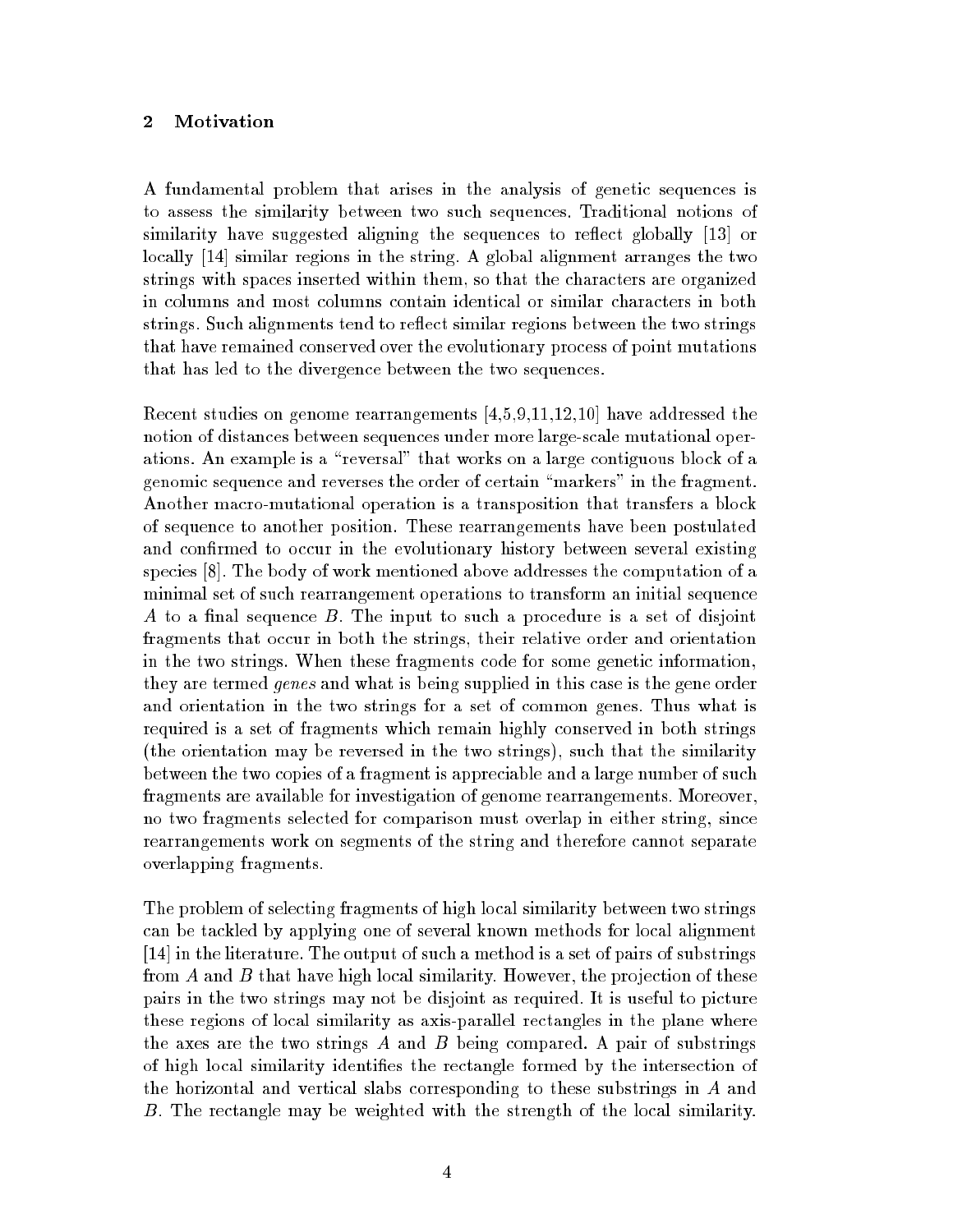## 2 Motivation

A fundamental problem that arises in the analysis of genetic sequences is to assess the similarity between two such sequences. Traditional notions of similarity have suggested aligning the sequences to reflect globally [13] or locally [14] similar regions in the string. A global alignment arranges the two strings with spaces inserted within them, so that the characters are organized in columns and most columns contain identical or similar characters in both strings. Such alignments tend to reflect similar regions between the two strings that have remained conserved over the evolutionary process of point mutations that has led to the divergence between the two sequences.

Recent studies on genome rearrangements [4,5,9,11,12,10] have addressed the notion of distances between sequences under more large-scale mutational operations. An example is a "reversal" that works on a large contiguous block of a genomic sequence and reverses the order of certain "markers" in the fragment. Another macro-mutational operation is a transposition that transfers a block of sequence to another position. These rearrangements have been postulated and confirmed to occur in the evolutionary history between several existing species [8]. The body of work mentioned above addresses the computation of a minimal set of such rearrangement operations to transform an initial sequence $A$ to a final sequence $B$. The input to such a procedure is a set of disjoint fragments that occur in both the strings, their relative order and orientation in the two strings. When these fragments code for some genetic information, they are termed *genes* and what is being supplied in this case is the gene order and orientation in the two strings for a set of common genes. Thus what is required is a set of fragments which remain highly conserved in both strings (the orientation may be reversed in the two strings), such that the similarity between the two copies of a fragment is appreciable and a large number of such fragments are available for investigation of genome rearrangements. Moreover, no two fragments selected for comparison must overlap in either string, since rearrangements work on segments of the string and therefore cannot separate overlapping fragments.

The problem of selecting fragments of high local similarity between two strings can be tackled by applying one of several known methods for local alignment [14] in the literature. The output of such a method is a set of pairs of substrings from $A$ and $B$ that have high local similarity. However, the projection of these pairs in the two strings may not be disjoint as required. It is useful to picture these regions of local similarity as axis-parallel rectangles in the plane where the axes are the two strings $A$ and $B$ being compared. A pair of substrings of high local similarity identifies the rectangle formed by the intersection of the horizontal and vertical slabs corresponding to these substrings in $A$ and $B$. The rectangle may be weighted with the strength of the local similarity.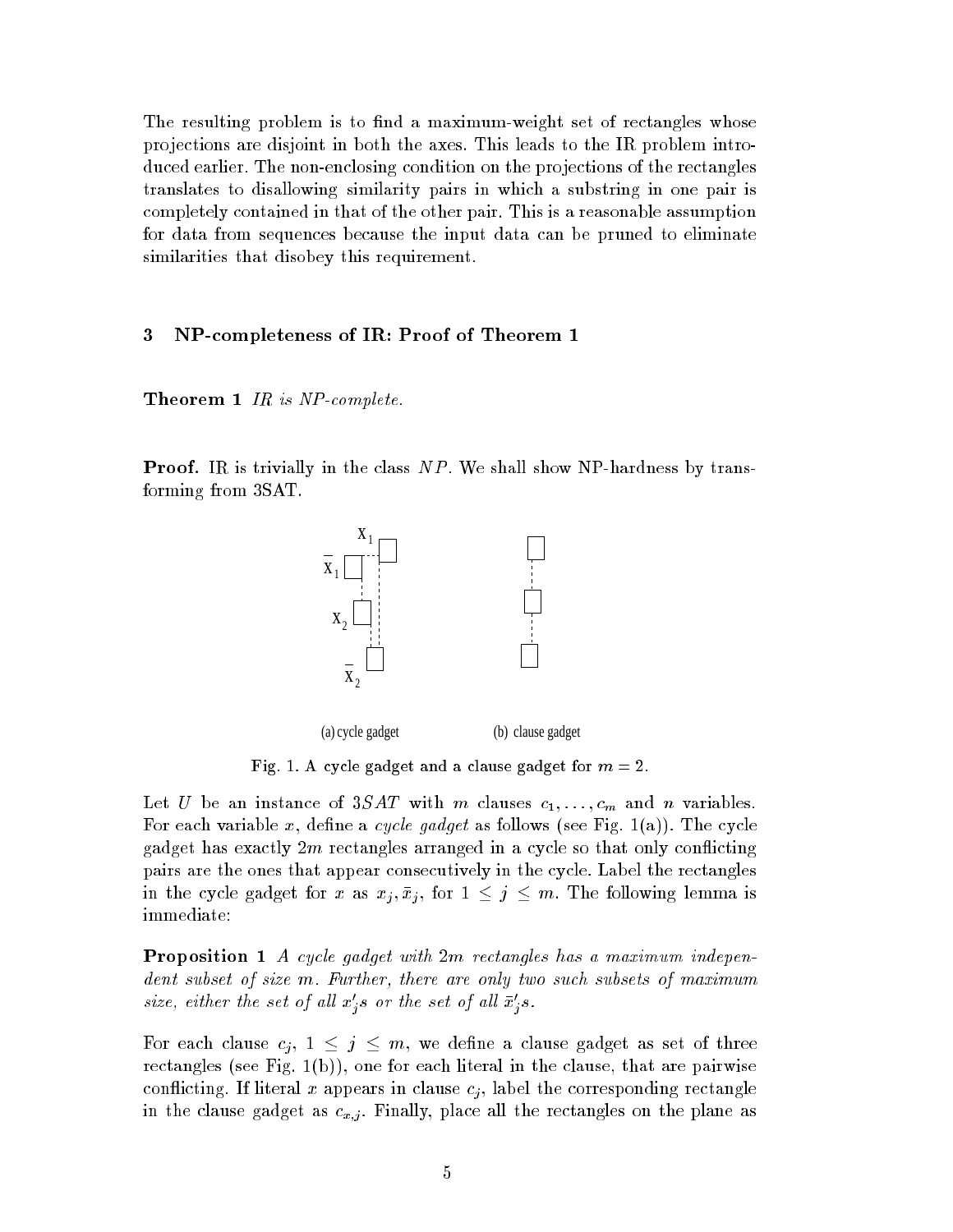The resulting problem is to find a maximum-weight set of rectangles whose projections are disjoint in both the axes. This leads to the IR problem introduced earlier. The non-enclosing condition on the projections of the rectangles translates to disallowing similarity pairs in which a substring in one pair is completely contained in that of the other pair. This is a reasonable assumption for data from sequences because the input data can be pruned to eliminate similarities that disobey this requirement.

## 3 NP-completeness of IR: Proof of Theorem 1

**Theorem 1** *IR is NP-complete.*

**Proof.** IR is trivially in the class $NP$. We shall show NP-hardness by transforming from 3SAT.

(a) cycle gadget (b) clause gadget

Fig. 1. A cycle gadget and a clause gadget for $m = 2$.

Let $U$ be an instance of $3SAT$ with $m$ clauses $c_1, \ldots, c_m$ and $n$ variables. For each variable $x$, define a *cycle gadget* as follows (see Fig. 1(a)). The cycle gadget has exactly $2m$ rectangles arranged in a cycle so that only conflicting pairs are the ones that appear consecutively in the cycle. Label the rectangles in the cycle gadget for $x$ as $x_j, \bar{x}_j$, for $1 \leq j \leq m$. The following lemma is immediate:

**Proposition 1** *A cycle gadget with $2m$ rectangles has a maximum independent subset of size $m$. Further, there are only two such subsets of maximum size, either the set of all $x_j'$s or the set of all $\bar{x}_j'$s.*

For each clause $c_j$, $1 \leq j \leq m$, we define a clause gadget as set of three rectangles (see Fig. 1(b)), one for each literal in the clause, that are pairwise conflicting. If literal $x$ appears in clause $c_j$, label the corresponding rectangle in the clause gadget as $c_{x,j}$. Finally, place all the rectangles on the plane as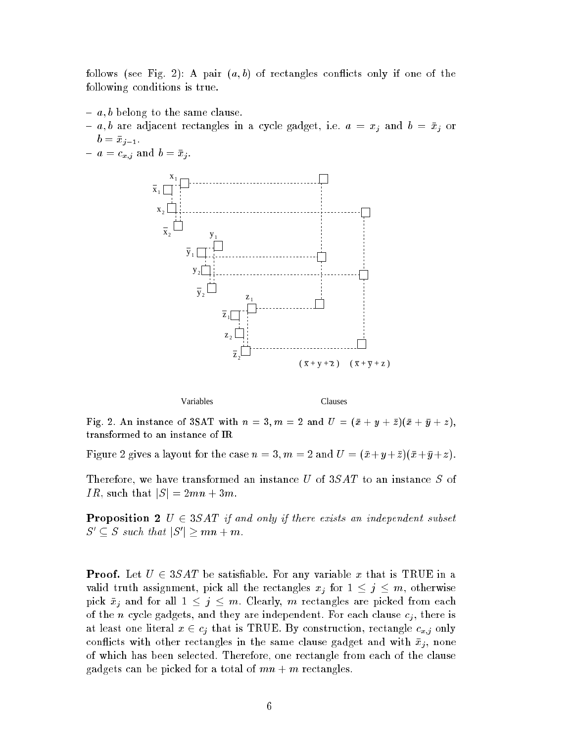follows (see Fig. 2): A pair $(a, b)$ of rectangles conflicts only if one of the following conditions is true.

- $a, b$ belong to the same clause.
- $a, b$ are adjacent rectangles in a cycle gadget, i.e. $a = x_j$ and $b = \bar{x}_j$ or $b = \bar{x}_{j-1}$.
- $a = c_{x,j}$ and $b = \bar{x}_j$.

Fig. 2. An instance of 3SAT with $n = 3, m = 2$ and $U = (\bar{x} + y + \bar{z})(\bar{x} + \bar{y} + z)$, transformed to an instance of IR

Figure 2 gives a layout for the case $n = 3, m = 2$ and $U = (\bar{x}+y+\bar{z})(\bar{x}+\bar{y}+z)$.

Therefore, we have transformed an instance $U$ of $3SAT$ to an instance $S$ of $IR$, such that $|S| = 2mn + 3m$.

**Proposition 2** *$U \in 3SAT$ if and only if there exists an independent subset $S' \subseteq S$ such that $|S'| \geq mn + m$.*

**Proof.** Let $U \in 3SAT$ be satisfiable. For any variable $x$ that is TRUE in a valid truth assignment, pick all the rectangles $x_j$ for $1 \leq j \leq m$, otherwise pick $\bar{x}_j$ and for all $1 \leq j \leq m$. Clearly, $m$ rectangles are picked from each of the $n$ cycle gadgets, and they are independent. For each clause $c_j$, there is at least one literal $x \in c_j$ that is TRUE. By construction, rectangle $c_{x,j}$ only conflicts with other rectangles in the same clause gadget and with $\bar{x}_j$, none of which has been selected. Therefore, one rectangle from each of the clause gadgets can be picked for a total of $mn + m$ rectangles.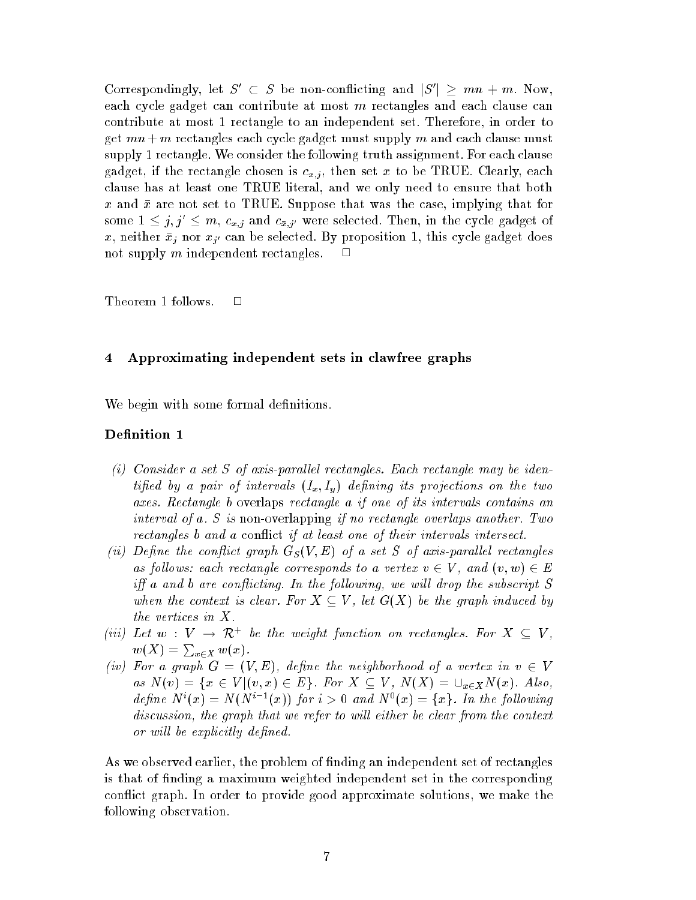Correspondingly, let $S' \subset S$ be non-conflicting and $|S'| \geq mn + m$. Now, each cycle gadget can contribute at most $m$ rectangles and each clause can contribute at most 1 rectangle to an independent set. Therefore, in order to get $mn+m$ rectangles each cycle gadget must supply $m$ and each clause must supply 1 rectangle. We consider the following truth assignment. For each clause gadget, if the rectangle chosen is $c_{x,j}$, then set $x$ to be TRUE. Clearly, each clause has at least one TRUE literal, and we only need to ensure that both $x$ and $\bar{x}$ are not set to TRUE. Suppose that was the case, implying that for some $1 \leq j, j' \leq m$, $c_{x,j}$ and $c_{\bar{x},j'}$ were selected. Then, in the cycle gadget of $x$, neither $\bar{x}_j$ nor $x_{j'}$ can be selected. By proposition 1, this cycle gadget does not supply $m$ independent rectangles. $\Box$

Theorem 1 follows. $\Box$

## 4 Approximating independent sets in clawfree graphs

We begin with some formal definitions.

### Definition 1

*(i) Consider a set $S$ of axis-parallel rectangles. Each rectangle may be identified by a pair of intervals $(I_x, I_y)$ defining its projections on the two axes. Rectangle $b$* overlaps *rectangle $a$ if one of its intervals contains an interval of $a$. $S$ is* non-overlapping *if no rectangle overlaps another. Two rectangles $b$ and $a$* conflict *if at least one of their intervals intersect.*

*(ii) Define the conflict graph $G_S(V, E)$ of a set $S$ of axis-parallel rectangles as follows: each rectangle corresponds to a vertex $v \in V$, and $(v, w) \in E$ iff $a$ and $b$ are conflicting. In the following, we will drop the subscript $S$ when the context is clear. For $X \subseteq V$, let $G(X)$ be the graph induced by the vertices in $X$.*

*(iii) Let $w : V \rightarrow \mathcal{R}^+$ be the weight function on rectangles. For $X \subseteq V$, $w(X) = \sum_{x \in X} w(x)$.*

*(iv) For a graph $G = (V, E)$, define the neighborhood of a vertex in $v \in V$ as $N(v) = \{x \in V | (v, x) \in E\}$. For $X \subseteq V$, $N(X) = \cup_{x \in X} N(x)$. Also, define $N^i(x) = N(N^{i-1}(x))$ for $i > 0$ and $N^0(x) = \{x\}$. In the following discussion, the graph that we refer to will either be clear from the context or will be explicitly defined.*

As we observed earlier, the problem of finding an independent set of rectangles is that of finding a maximum weighted independent set in the corresponding conflict graph. In order to provide good approximate solutions, we make the following observation.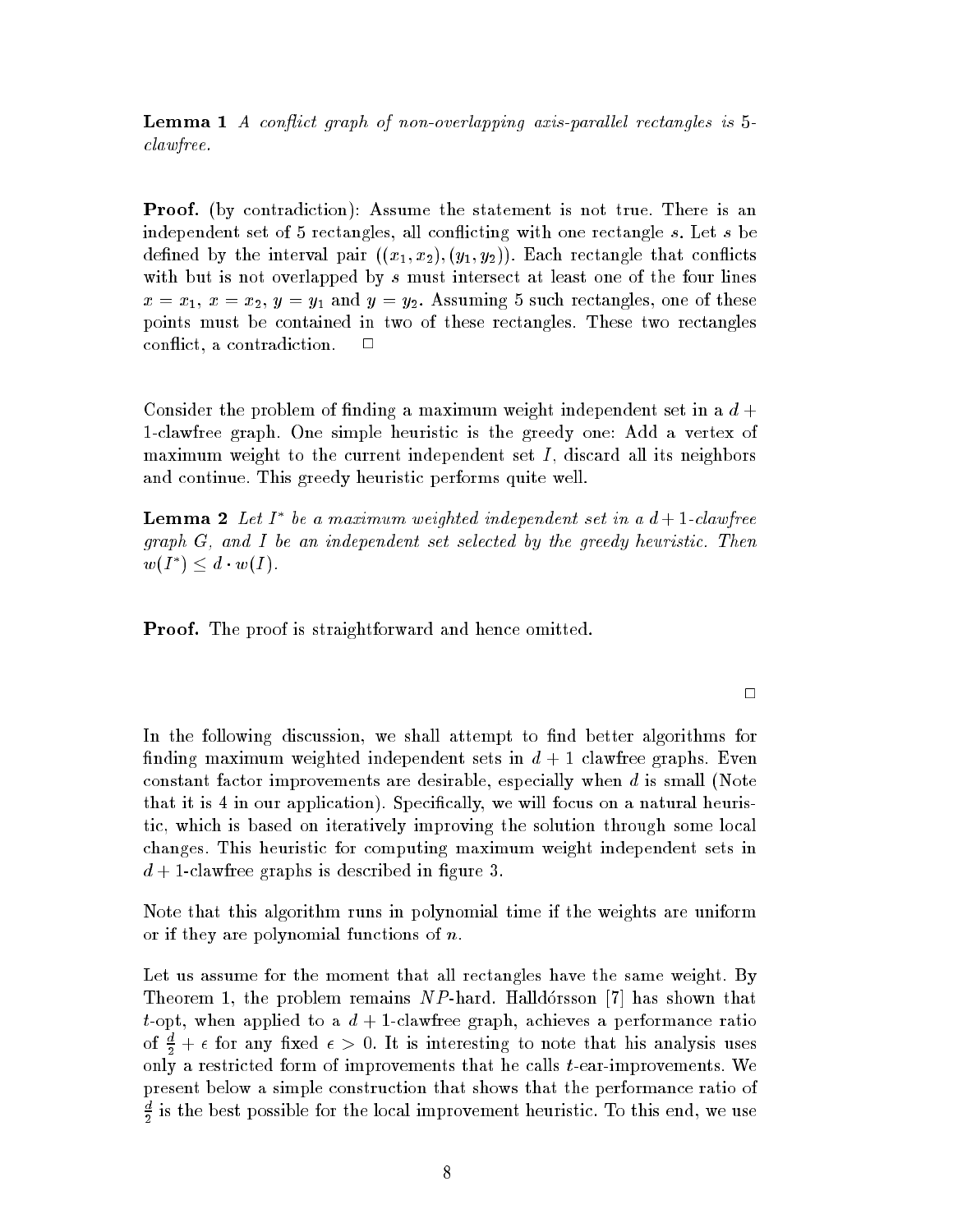**Lemma 1** *A conflict graph of non-overlapping axis-parallel rectangles is 5-clawfree.*

**Proof.** (by contradiction): Assume the statement is not true. There is an independent set of 5 rectangles, all conflicting with one rectangle $s$. Let $s$ be defined by the interval pair $((x_1, x_2), (y_1, y_2))$. Each rectangle that conflicts with but is not overlapped by $s$ must intersect at least one of the four lines $x = x_1$, $x = x_2$, $y = y_1$ and $y = y_2$. Assuming 5 such rectangles, one of these points must be contained in two of these rectangles. These two rectangles conflict, a contradiction. □

Consider the problem of finding a maximum weight independent set in a $d+1$-clawfree graph. One simple heuristic is the greedy one: Add a vertex of maximum weight to the current independent set $I$, discard all its neighbors and continue. This greedy heuristic performs quite well.

**Lemma 2** *Let $I^*$ be a maximum weighted independent set in a $d+1$-clawfree graph $G$, and $I$ be an independent set selected by the greedy heuristic. Then $w(I^*) \leq d \cdot w(I)$.*

**Proof.** The proof is straightforward and hence omitted.

□

In the following discussion, we shall attempt to find better algorithms for finding maximum weighted independent sets in $d+1$ clawfree graphs. Even constant factor improvements are desirable, especially when $d$ is small (Note that it is 4 in our application). Specifically, we will focus on a natural heuristic, which is based on iteratively improving the solution through some local changes. This heuristic for computing maximum weight independent sets in $d+1$-clawfree graphs is described in figure 3.

Note that this algorithm runs in polynomial time if the weights are uniform or if they are polynomial functions of $n$.

Let us assume for the moment that all rectangles have the same weight. By Theorem 1, the problem remains $NP$-hard. Halldórsson [7] has shown that $t$-opt, when applied to a $d+1$-clawfree graph, achieves a performance ratio of $\frac{d}{2} + \epsilon$ for any fixed $\epsilon > 0$. It is interesting to note that his analysis uses only a restricted form of improvements that he calls $t$-ear-improvements. We present below a simple construction that shows that the performance ratio of $\frac{d}{2}$ is the best possible for the local improvement heuristic. To this end, we use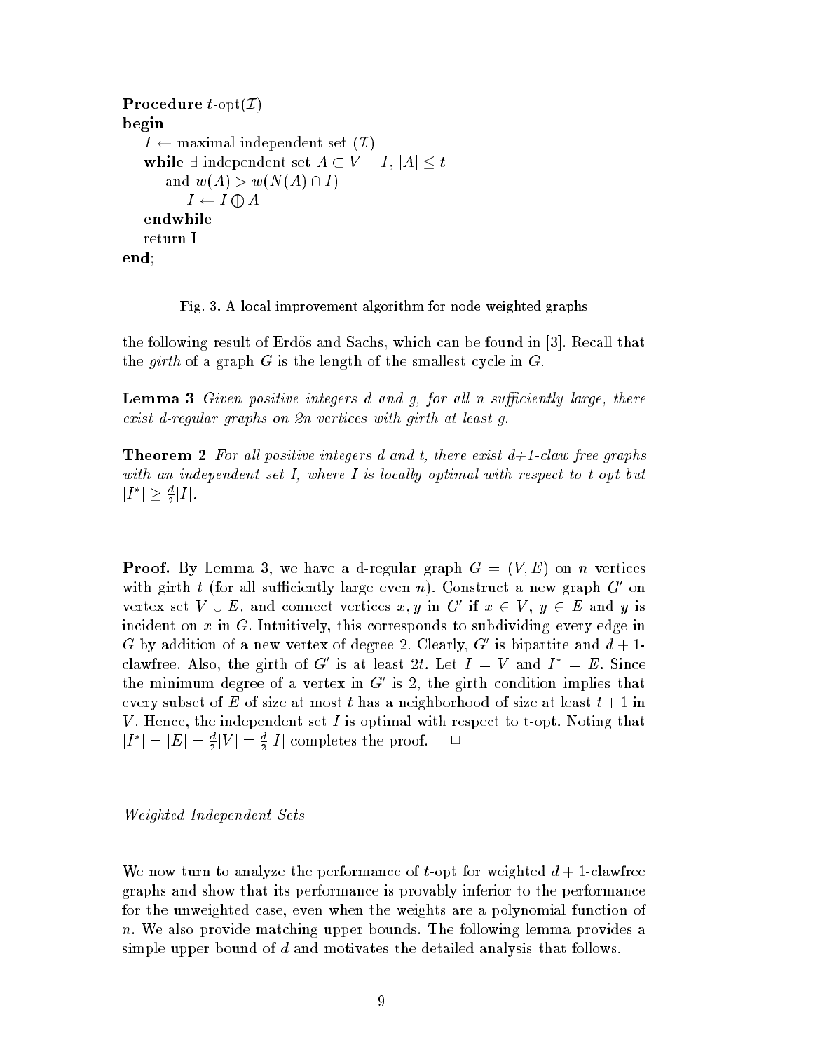```
Procedure t-opt(I)
begin
    I ← maximal-independent-set (I)
    while ∃ independent set A ⊂ V − I, |A| ≤ t
        and w(A) > w(N(A) ∩ I)
            I ← I ⊕ A
    endwhile
    return I
end;
```

Fig. 3. A local improvement algorithm for node weighted graphs

the following result of Erdös and Sachs, which can be found in [3]. Recall that the *girth* of a graph $G$ is the length of the smallest cycle in $G$.

**Lemma 3** *Given positive integers $d$ and $g$, for all $n$ sufficiently large, there exist $d$-regular graphs on $2n$ vertices with girth at least $g$.*

**Theorem 2** *For all positive integers $d$ and $t$, there exist $d$+1-claw free graphs with an independent set $I$, where $I$ is locally optimal with respect to t-opt but $|I^*| \geq \frac{d}{2}|I|$.*

**Proof.** By Lemma 3, we have a d-regular graph $G = (V, E)$ on $n$ vertices with girth $t$ (for all sufficiently large even $n$). Construct a new graph $G'$ on vertex set $V \cup E$, and connect vertices $x, y$ in $G'$ if $x \in V$, $y \in E$ and $y$ is incident on $x$ in $G$. Intuitively, this corresponds to subdividing every edge in $G$ by addition of a new vertex of degree 2. Clearly, $G'$ is bipartite and $d+1$-clawfree. Also, the girth of $G'$ is at least $2t$. Let $I = V$ and $I^* = E$. Since the minimum degree of a vertex in $G'$ is 2, the girth condition implies that every subset of $E$ of size at most $t$ has a neighborhood of size at least $t+1$ in $V$. Hence, the independent set $I$ is optimal with respect to t-opt. Noting that $|I^*| = |E| = \frac{d}{2}|V| = \frac{d}{2}|I|$ completes the proof. □

*Weighted Independent Sets*

We now turn to analyze the performance of $t$-opt for weighted $d+1$-clawfree graphs and show that its performance is provably inferior to the performance for the unweighted case, even when the weights are a polynomial function of $n$. We also provide matching upper bounds. The following lemma provides a simple upper bound of $d$ and motivates the detailed analysis that follows.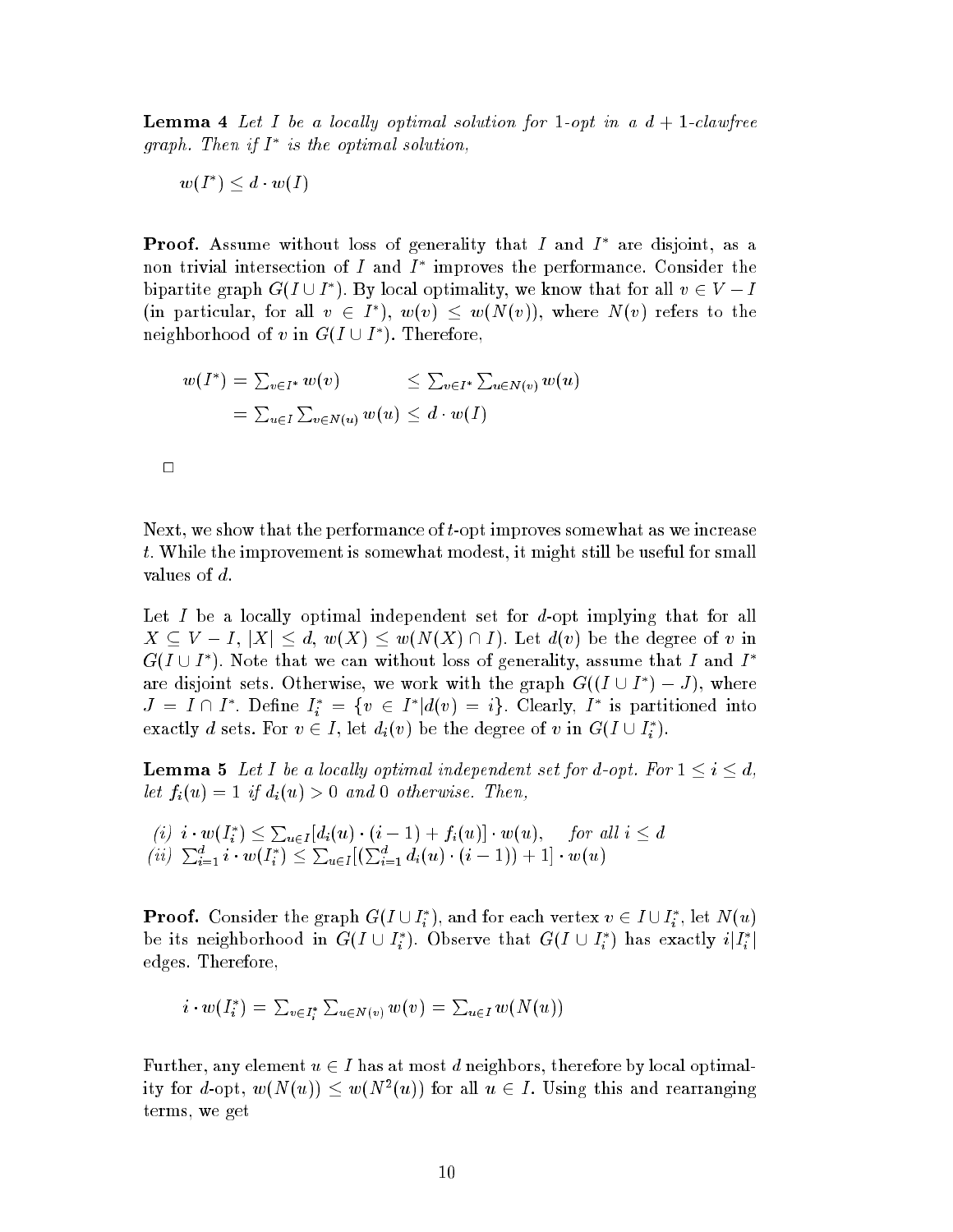**Lemma 4** *Let $I$ be a locally optimal solution for 1-opt in a $d+1$-clawfree graph. Then if $I^*$ is the optimal solution,*

$$w(I^*) \leq d \cdot w(I)$$

**Proof.** Assume without loss of generality that $I$ and $I^*$ are disjoint, as a non trivial intersection of $I$ and $I^*$ improves the performance. Consider the bipartite graph $G(I \cup I^*)$. By local optimality, we know that for all $v \in V - I$ (in particular, for all $v \in I^*$), $w(v) \leq w(N(v))$, where $N(v)$ refers to the neighborhood of $v$ in $G(I \cup I^*)$. Therefore,

$$\begin{aligned} w(I^*) = \textstyle\sum_{v \in I^*} w(v) \quad & \leq \textstyle\sum_{v \in I^*} \sum_{u \in N(v)} w(u) \\ = \textstyle\sum_{u \in I} \sum_{v \in N(u)} w(u) & \leq d \cdot w(I) \end{aligned}$$

□

Next, we show that the performance of $t$-opt improves somewhat as we increase $t$. While the improvement is somewhat modest, it might still be useful for small values of $d$.

Let $I$ be a locally optimal independent set for $d$-opt implying that for all $X \subseteq V - I$, $|X| \leq d$, $w(X) \leq w(N(X) \cap I)$. Let $d(v)$ be the degree of $v$ in $G(I \cup I^*)$. Note that we can without loss of generality, assume that $I$ and $I^*$ are disjoint sets. Otherwise, we work with the graph $G((I \cup I^*) - J)$, where $J = I \cap I^*$. Define $I_i^* = \{v \in I^* | d(v) = i\}$. Clearly, $I^*$ is partitioned into exactly $d$ sets. For $v \in I$, let $d_i(v)$ be the degree of $v$ in $G(I \cup I_i^*)$.

**Lemma 5** *Let $I$ be a locally optimal independent set for $d$-opt. For $1 \leq i \leq d$, let $f_i(u) = 1$ if $d_i(u) > 0$ and 0 otherwise. Then,*

*(i)* $i \cdot w(I_i^*) \leq \sum_{u \in I} [d_i(u) \cdot (i-1) + f_i(u)] \cdot w(u), \quad$ *for all $i \leq d$*
*(ii)* $\sum_{i=1}^{d} i \cdot w(I_i^*) \leq \sum_{u \in I} [(\sum_{i=1}^{d} d_i(u) \cdot (i-1)) + 1] \cdot w(u)$

**Proof.** Consider the graph $G(I \cup I_i^*)$, and for each vertex $v \in I \cup I_i^*$, let $N(u)$ be its neighborhood in $G(I \cup I_i^*)$. Observe that $G(I \cup I_i^*)$ has exactly $i|I_i^*|$ edges. Therefore,

$$i \cdot w(I_i^*) = \textstyle\sum_{v \in I_i^*} \sum_{u \in N(v)} w(v) = \sum_{u \in I} w(N(u))$$

Further, any element $u \in I$ has at most $d$ neighbors, therefore by local optimality for $d$-opt, $w(N(u)) \leq w(N^2(u))$ for all $u \in I$. Using this and rearranging terms, we get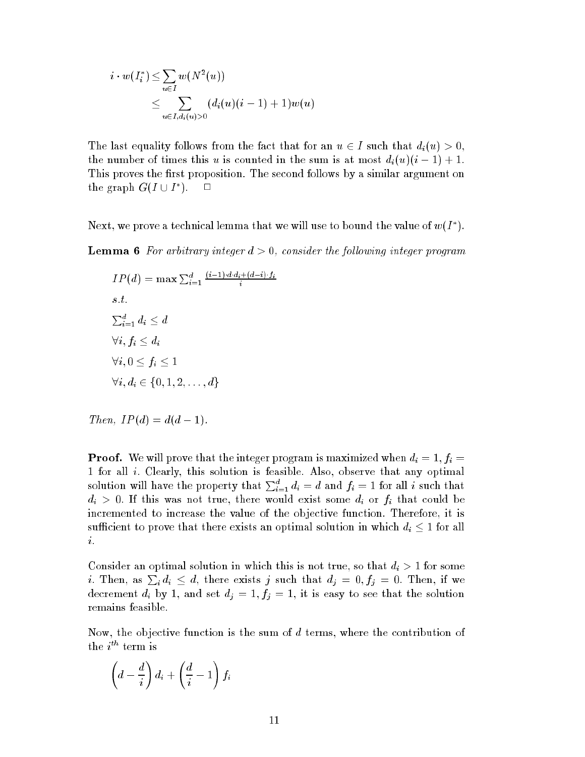$$
\begin{aligned}
i \cdot w(I_i^*) &\leq \sum_{u \in I} w(N^2(u)) \\
&\leq \sum_{u \in I, d_i(u) > 0} (d_i(u)(i-1)+1)w(u)
\end{aligned}
$$

The last equality follows from the fact that for an $u \in I$ such that $d_i(u) > 0$, the number of times this $u$ is counted in the sum is at most $d_i(u)(i-1)+1$. This proves the first proposition. The second follows by a similar argument on the graph $G(I \cup I^*)$. □

Next, we prove a technical lemma that we will use to bound the value of $w(I^*)$.

**Lemma 6** *For arbitrary integer $d > 0$, consider the following integer program*

$IP(d) = \max \sum_{i=1}^{d} \frac{(i-1) \cdot d \cdot d_i + (d-i) \cdot f_i}{i}$

*s.t.*

$\sum_{i=1}^{d} d_i \leq d$

$\forall i, f_i \leq d_i$

$\forall i, 0 \leq f_i \leq 1$

$\forall i, d_i \in \{0, 1, 2, \ldots, d\}$

*Then, $IP(d) = d(d-1)$.*

**Proof.** We will prove that the integer program is maximized when $d_i = 1, f_i = 1$ for all $i$. Clearly, this solution is feasible. Also, observe that any optimal solution will have the property that $\sum_{i=1}^{d} d_i = d$ and $f_i = 1$ for all $i$ such that $d_i > 0$. If this was not true, there would exist some $d_i$ or $f_i$ that could be incremented to increase the value of the objective function. Therefore, it is sufficient to prove that there exists an optimal solution in which $d_i \leq 1$ for all $i$.

Consider an optimal solution in which this is not true, so that $d_i > 1$ for some $i$. Then, as $\sum_i d_i \leq d$, there exists $j$ such that $d_j = 0, f_j = 0$. Then, if we decrement $d_i$ by 1, and set $d_j = 1, f_j = 1$, it is easy to see that the solution remains feasible.

Now, the objective function is the sum of $d$ terms, where the contribution of the $i^{th}$ term is

$$
\left(d - \frac{d}{i}\right) d_i + \left(\frac{d}{i} - 1\right) f_i
$$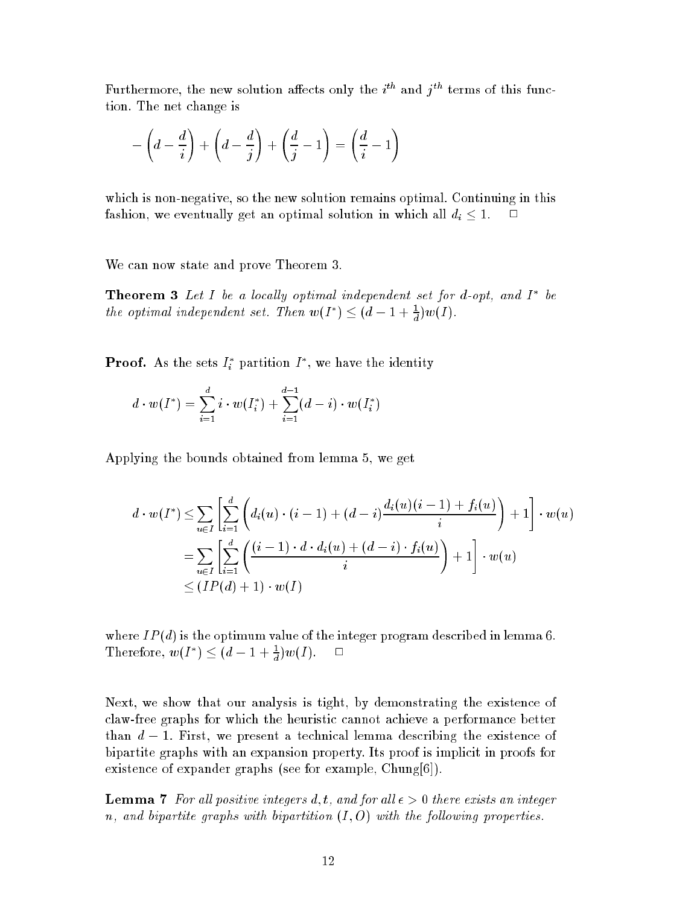Furthermore, the new solution affects only the $i^{th}$ and $j^{th}$ terms of this function. The net change is

$$- \left(d - \frac{d}{i}\right) + \left(d - \frac{d}{j}\right) + \left(\frac{d}{j} - 1\right) = \left(\frac{d}{i} - 1\right)$$

which is non-negative, so the new solution remains optimal. Continuing in this fashion, we eventually get an optimal solution in which all $d_i \leq 1$. □

We can now state and prove Theorem 3.

**Theorem 3** *Let $I$ be a locally optimal independent set for $d$-opt, and $I^*$ be the optimal independent set. Then $w(I^*) \leq (d - 1 + \frac{1}{d})w(I)$.*

**Proof.** As the sets $I_i^*$ partition $I^*$, we have the identity

$$d \cdot w(I^*) = \sum_{i=1}^{d} i \cdot w(I_i^*) + \sum_{i=1}^{d-1} (d-i) \cdot w(I_i^*)$$

Applying the bounds obtained from lemma 5, we get

$$\begin{aligned} d \cdot w(I^*) &\leq \sum_{u \in I} \left[ \sum_{i=1}^{d} \left( d_i(u) \cdot (i-1) + (d-i) \frac{d_i(u)(i-1) + f_i(u)}{i} \right) + 1 \right] \cdot w(u) \\ &= \sum_{u \in I} \left[ \sum_{i=1}^{d} \left( \frac{(i-1) \cdot d \cdot d_i(u) + (d-i) \cdot f_i(u)}{i} \right) + 1 \right] \cdot w(u) \\ &\leq (IP(d) + 1) \cdot w(I) \end{aligned}$$

where $IP(d)$ is the optimum value of the integer program described in lemma 6. Therefore, $w(I^*) \leq (d - 1 + \frac{1}{d})w(I)$. □

Next, we show that our analysis is tight, by demonstrating the existence of claw-free graphs for which the heuristic cannot achieve a performance better than $d - 1$. First, we present a technical lemma describing the existence of bipartite graphs with an expansion property. Its proof is implicit in proofs for existence of expander graphs (see for example, Chung[6]).

**Lemma 7** *For all positive integers $d, t$, and for all $\epsilon > 0$ there exists an integer $n$, and bipartite graphs with bipartition $(I, O)$ with the following properties.*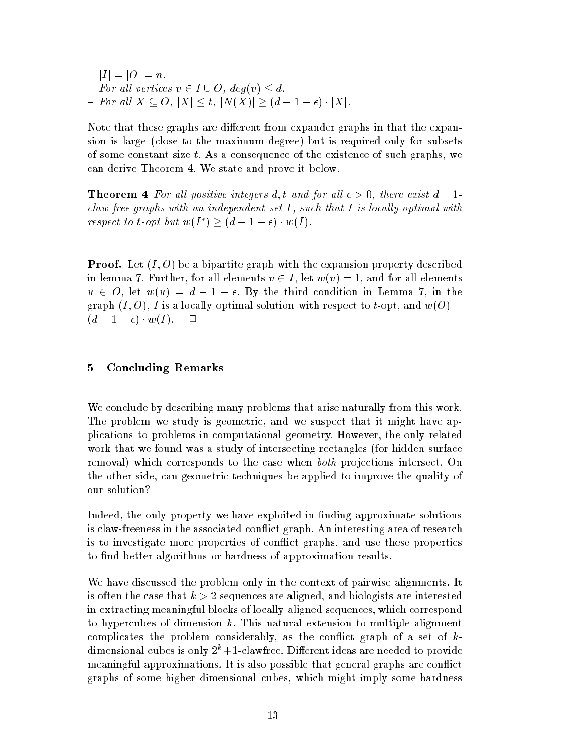- $|I| = |O| = n$.
- *For all vertices* $v \in I \cup O$, $deg(v) \leq d$.
- *For all* $X \subseteq O$, $|X| \leq t$, $|N(X)| \geq (d - 1 - \epsilon) \cdot |X|$.

Note that these graphs are different from expander graphs in that the expansion is large (close to the maximum degree) but is required only for subsets of some constant size $t$. As a consequence of the existence of such graphs, we can derive Theorem 4. We state and prove it below.

**Theorem 4** *For all positive integers $d, t$ and for all $\epsilon > 0$, there exist $d+1$-claw free graphs with an independent set $I$, such that $I$ is locally optimal with respect to $t$-opt but $w(I^*) \geq (d - 1 - \epsilon) \cdot w(I)$.*

**Proof.** Let $(I, O)$ be a bipartite graph with the expansion property described in lemma 7. Further, for all elements $v \in I$, let $w(v) = 1$, and for all elements $u \in O$, let $w(u) = d - 1 - \epsilon$. By the third condition in Lemma 7, in the graph $(I, O)$, $I$ is a locally optimal solution with respect to $t$-opt, and $w(O) = (d - 1 - \epsilon) \cdot w(I)$. □

## 5 Concluding Remarks

We conclude by describing many problems that arise naturally from this work. The problem we study is geometric, and we suspect that it might have applications to problems in computational geometry. However, the only related work that we found was a study of intersecting rectangles (for hidden surface removal) which corresponds to the case when *both* projections intersect. On the other side, can geometric techniques be applied to improve the quality of our solution?

Indeed, the only property we have exploited in finding approximate solutions is claw-freeness in the associated conflict graph. An interesting area of research is to investigate more properties of conflict graphs, and use these properties to find better algorithms or hardness of approximation results.

We have discussed the problem only in the context of pairwise alignments. It is often the case that $k > 2$ sequences are aligned, and biologists are interested in extracting meaningful blocks of locally aligned sequences, which correspond to hypercubes of dimension $k$. This natural extension to multiple alignment complicates the problem considerably, as the conflict graph of a set of $k$-dimensional cubes is only $2^k+1$-clawfree. Different ideas are needed to provide meaningful approximations. It is also possible that general graphs are conflict graphs of some higher dimensional cubes, which might imply some hardness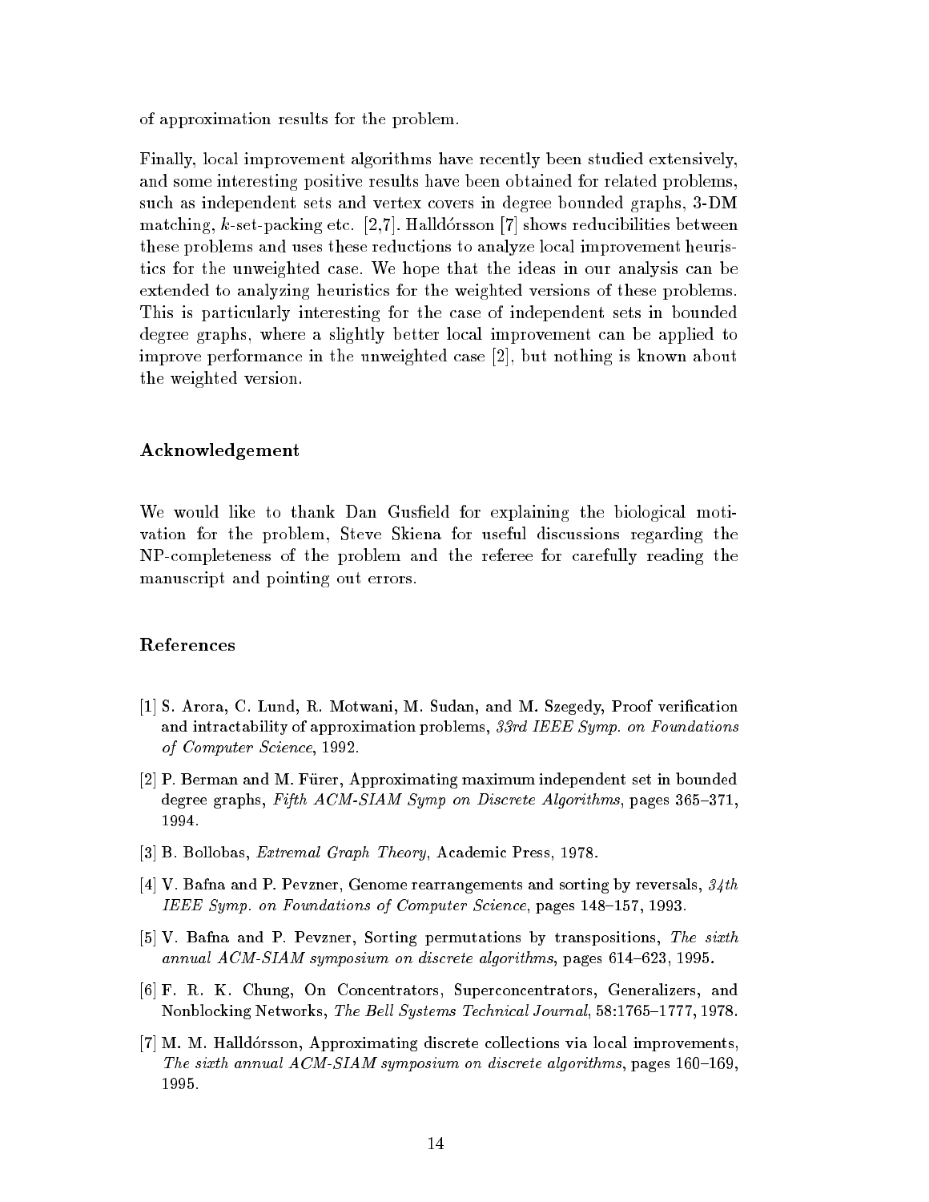of approximation results for the problem.

Finally, local improvement algorithms have recently been studied extensively, and some interesting positive results have been obtained for related problems, such as independent sets and vertex covers in degree bounded graphs, 3-DM matching, $k$-set-packing etc. [2,7]. Halldórsson [7] shows reducibilities between these problems and uses these reductions to analyze local improvement heuristics for the unweighted case. We hope that the ideas in our analysis can be extended to analyzing heuristics for the weighted versions of these problems. This is particularly interesting for the case of independent sets in bounded degree graphs, where a slightly better local improvement can be applied to improve performance in the unweighted case [2], but nothing is known about the weighted version.

## Acknowledgement

We would like to thank Dan Gusfield for explaining the biological motivation for the problem, Steve Skiena for useful discussions regarding the NP-completeness of the problem and the referee for carefully reading the manuscript and pointing out errors.

## References

[1] S. Arora, C. Lund, R. Motwani, M. Sudan, and M. Szegedy, Proof verification and intractability of approximation problems, *33rd IEEE Symp. on Foundations of Computer Science*, 1992.

[2] P. Berman and M. Fürer, Approximating maximum independent set in bounded degree graphs, *Fifth ACM-SIAM Symp on Discrete Algorithms*, pages 365–371, 1994.

[3] B. Bollobas, *Extremal Graph Theory*, Academic Press, 1978.

[4] V. Bafna and P. Pevzner, Genome rearrangements and sorting by reversals, *34th IEEE Symp. on Foundations of Computer Science*, pages 148–157, 1993.

[5] V. Bafna and P. Pevzner, Sorting permutations by transpositions, *The sixth annual ACM-SIAM symposium on discrete algorithms*, pages 614–623, 1995.

[6] F. R. K. Chung, On Concentrators, Superconcentrators, Generalizers, and Nonblocking Networks, *The Bell Systems Technical Journal*, 58:1765–1777, 1978.

[7] M. M. Halldórsson, Approximating discrete collections via local improvements, *The sixth annual ACM-SIAM symposium on discrete algorithms*, pages 160–169, 1995.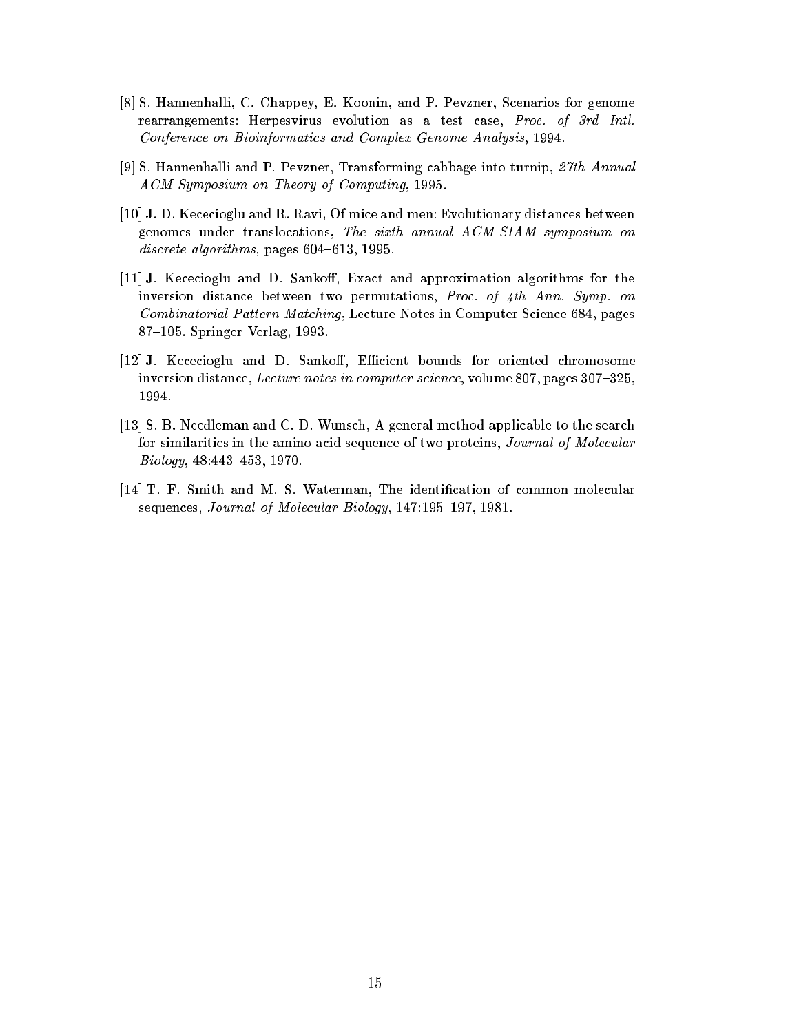[8] S. Hannenhalli, C. Chappey, E. Koonin, and P. Pevzner, Scenarios for genome rearrangements: Herpesvirus evolution as a test case, *Proc. of 3rd Intl. Conference on Bioinformatics and Complex Genome Analysis*, 1994.

[9] S. Hannenhalli and P. Pevzner, Transforming cabbage into turnip, *27th Annual ACM Symposium on Theory of Computing*, 1995.

[10] J. D. Kececioglu and R. Ravi, Of mice and men: Evolutionary distances between genomes under translocations, *The sixth annual ACM-SIAM symposium on discrete algorithms*, pages 604–613, 1995.

[11] J. Kececioglu and D. Sankoff, Exact and approximation algorithms for the inversion distance between two permutations, *Proc. of 4th Ann. Symp. on Combinatorial Pattern Matching*, Lecture Notes in Computer Science 684, pages 87–105. Springer Verlag, 1993.

[12] J. Kececioglu and D. Sankoff, Efficient bounds for oriented chromosome inversion distance, *Lecture notes in computer science*, volume 807, pages 307–325, 1994.

[13] S. B. Needleman and C. D. Wunsch, A general method applicable to the search for similarities in the amino acid sequence of two proteins, *Journal of Molecular Biology*, 48:443–453, 1970.

[14] T. F. Smith and M. S. Waterman, The identification of common molecular sequences, *Journal of Molecular Biology*, 147:195–197, 1981.